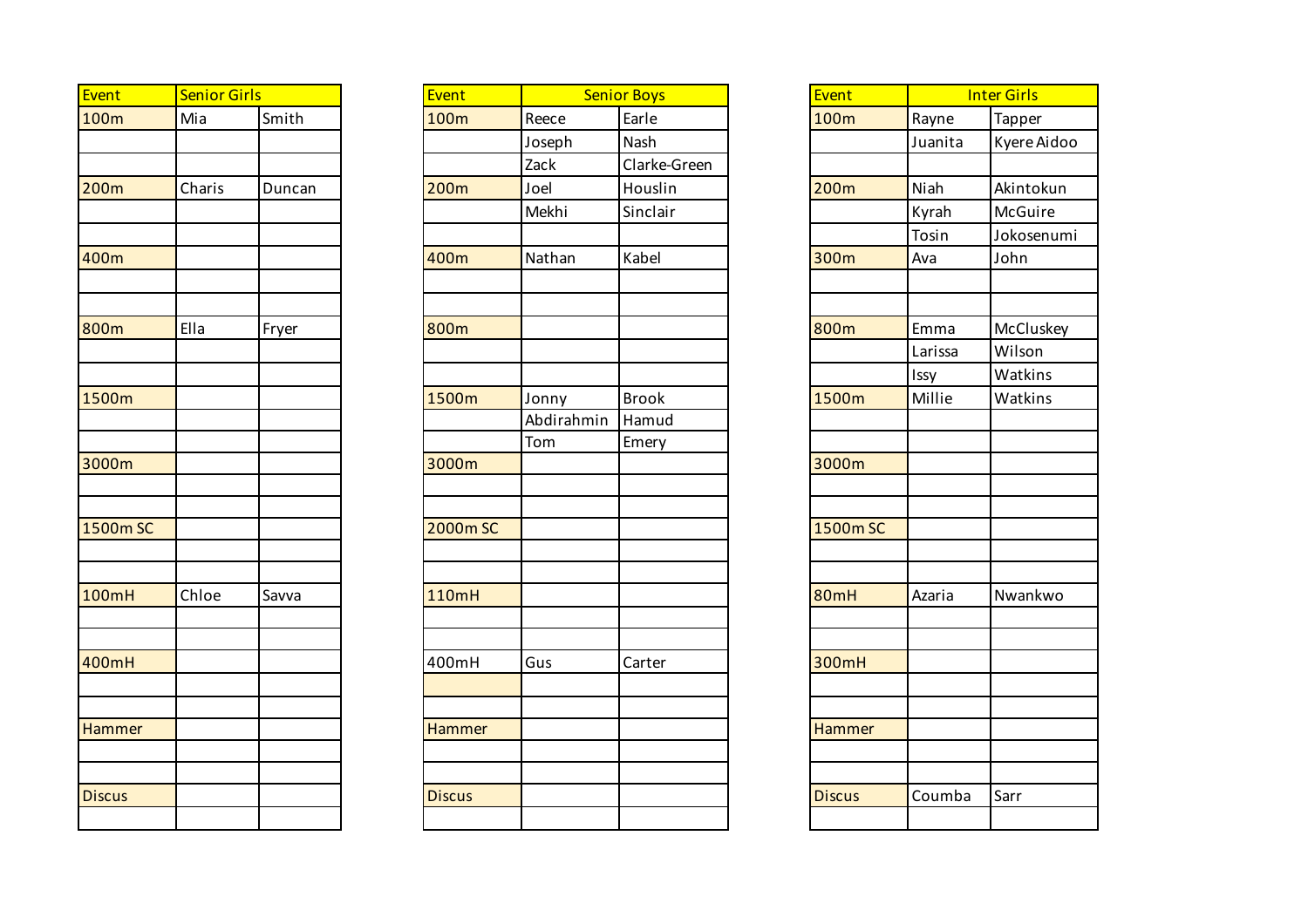| Event | Senior Girls | |
|---|---|---|
| 100m | Mia | Smith |
| | | |
| | | |
| 200m | Charis | Duncan |
| | | |
| | | |
| 400m | | |
| | | |
| | | |
| 800m | Ella | Fryer |
| | | |
| | | |
| 1500m | | |
| | | |
| | | |
| 3000m | | |
| | | |
| | | |
| 1500m SC | | |
| | | |
| | | |
| 100mH | Chloe | Savva |
| | | |
| | | |
| 400mH | | |
| | | |
| | | |
| Hammer | | |
| | | |
| | | |
| Discus | | |
| | | |

| Event | Senior Boys | |
|---|---|---|
| 100m | Reece | Earle |
| | Joseph | Nash |
| | Zack | Clarke-Green |
| 200m | Joel | Houslin |
| | Mekhi | Sinclair |
| | | |
| 400m | Nathan | Kabel |
| | | |
| | | |
| 800m | | |
| | | |
| | | |
| 1500m | Jonny | Brook |
| | Abdirahmin | Hamud |
| | Tom | Emery |
| 3000m | | |
| | | |
| | | |
| 2000m SC | | |
| | | |
| | | |
| 110mH | | |
| | | |
| | | |
| 400mH | Gus | Carter |
| | | |
| | | |
| Hammer | | |
| | | |
| | | |
| Discus | | |
| | | |

| Event | Inter Girls | |
|---|---|---|
| 100m | Rayne | Tapper |
| | Juanita | Kyere Aidoo |
| | | |
| 200m | Niah | Akintokun |
| | Kyrah | McGuire |
| | Tosin | Jokosenumi |
| 300m | Ava | John |
| | | |
| | | |
| 800m | Emma | McCluskey |
| | Larissa | Wilson |
| | Issy | Watkins |
| 1500m | Millie | Watkins |
| | | |
| | | |
| 3000m | | |
| | | |
| | | |
| 1500m SC | | |
| | | |
| | | |
| 80mH | Azaria | Nwankwo |
| | | |
| | | |
| 300mH | | |
| | | |
| | | |
| Hammer | | |
| | | |
| | | |
| Discus | Coumba | Sarr |
| | | |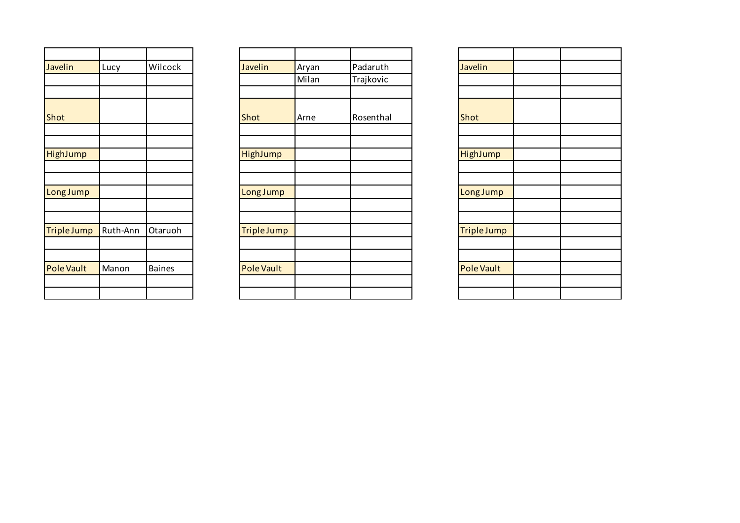| | | |
|---|---|---|
| Javelin | Lucy | Wilcock |
| | | |
| | | |
| Shot | | |
| | | |
| | | |
| HighJump | | |
| | | |
| | | |
| Long Jump | | |
| | | |
| | | |
| Triple Jump | Ruth-Ann | Otaruoh |
| | | |
| | | |
| Pole Vault | Manon | Baines |
| | | |
| | | |

| | | |
|---|---|---|
| Javelin | Aryan | Padaruth |
| | Milan | Trajkovic |
| | | |
| Shot | Arne | Rosenthal |
| | | |
| | | |
| HighJump | | |
| | | |
| | | |
| Long Jump | | |
| | | |
| | | |
| Triple Jump | | |
| | | |
| | | |
| Pole Vault | | |
| | | |
| | | |

| | | |
|---|---|---|
| Javelin | | |
| | | |
| | | |
| Shot | | |
| | | |
| | | |
| HighJump | | |
| | | |
| | | |
| Long Jump | | |
| | | |
| | | |
| Triple Jump | | |
| | | |
| | | |
| Pole Vault | | |
| | | |
| | | |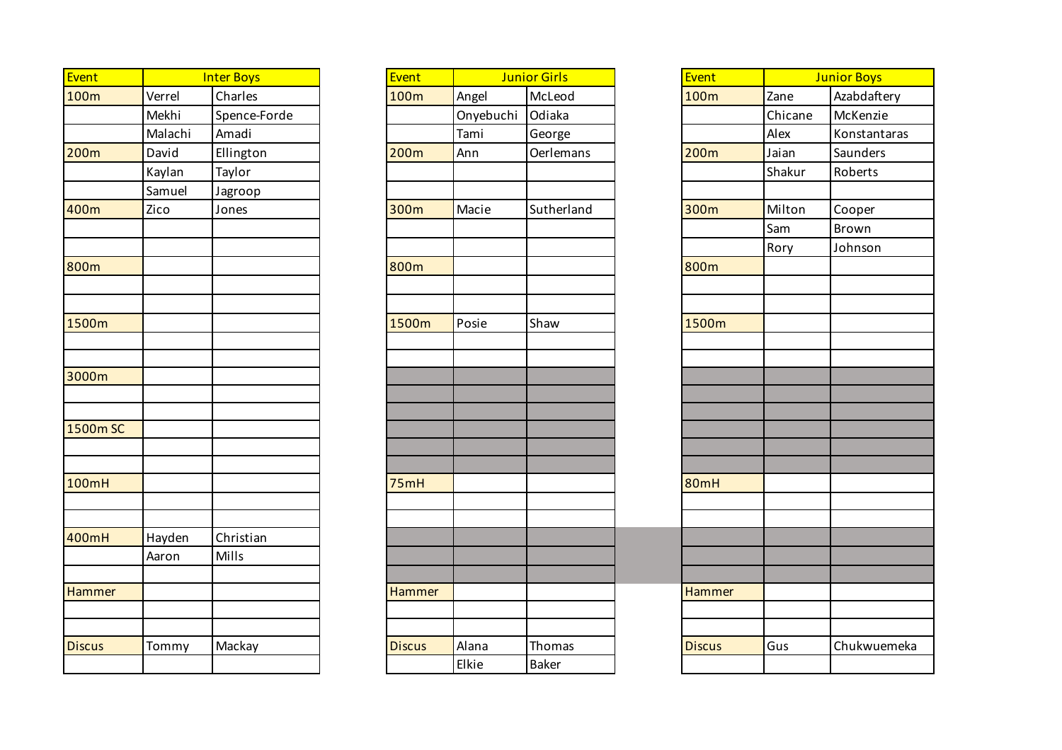| Event | Inter Boys | |
|---|---|---|
| 100m | Verrel | Charles |
| | Mekhi | Spence-Forde |
| | Malachi | Amadi |
| 200m | David | Ellington |
| | Kaylan | Taylor |
| | Samuel | Jagroop |
| 400m | Zico | Jones |
| | | |
| | | |
| 800m | | |
| | | |
| | | |
| 1500m | | |
| | | |
| | | |
| 3000m | | |
| | | |
| | | |
| 1500m SC | | |
| | | |
| | | |
| 100mH | | |
| | | |
| | | |
| 400mH | Hayden | Christian |
| | Aaron | Mills |
| | | |
| Hammer | | |
| | | |
| | | |
| Discus | Tommy | Mackay |
| | | |

| Event | Junior Girls | |
|---|---|---|
| 100m | Angel | McLeod |
| | Onyebuchi | Odiaka |
| | Tami | George |
| 200m | Ann | Oerlemans |
| | | |
| | | |
| 300m | Macie | Sutherland |
| | | |
| | | |
| 800m | | |
| | | |
| | | |
| 1500m | Posie | Shaw |
| | | |
| | | |
| 75mH | | |
| | | |
| | | |
| Hammer | | |
| | | |
| | | |
| Discus | Alana | Thomas |
| | Elkie | Baker |

| Event | Junior Boys | |
|---|---|---|
| 100m | Zane | Azabdaftery |
| | Chicane | McKenzie |
| | Alex | Konstantaras |
| 200m | Jaian | Saunders |
| | Shakur | Roberts |
| | | |
| 300m | Milton | Cooper |
| | Sam | Brown |
| | Rory | Johnson |
| 800m | | |
| | | |
| | | |
| 1500m | | |
| | | |
| | | |
| 80mH | | |
| | | |
| | | |
| Hammer | | |
| | | |
| | | |
| Discus | Gus | Chukwuemeka |
| | | |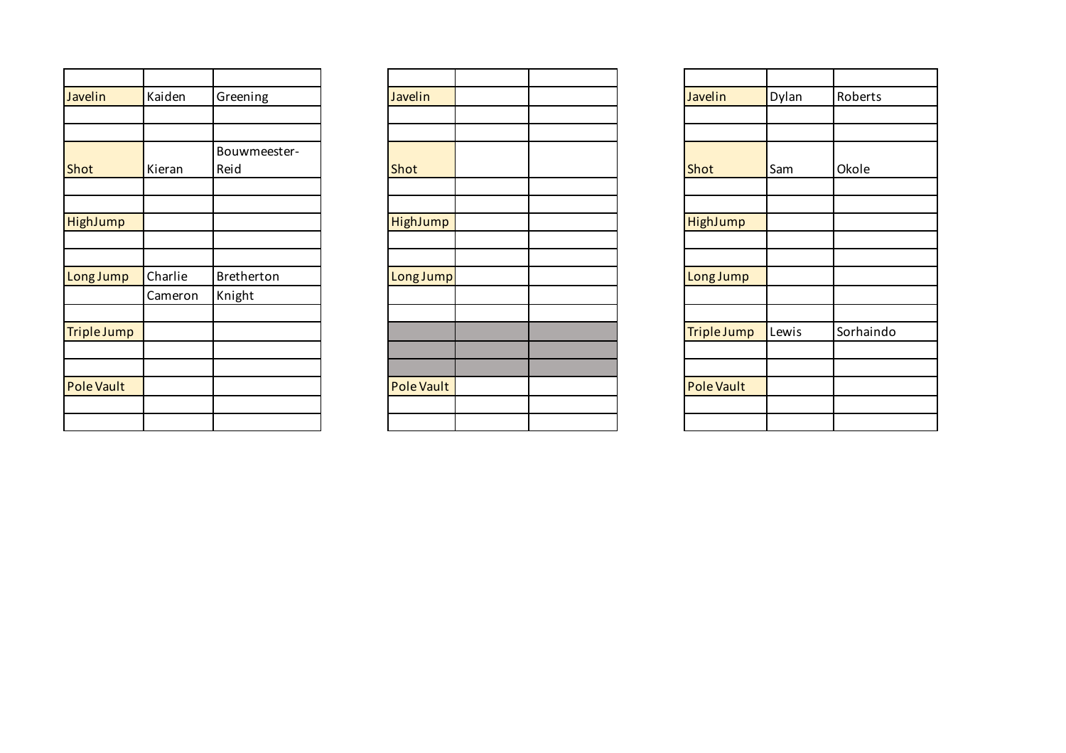| | | |
|---|---|---|
| | | |
| Javelin | Kaiden | Greening |
| | | |
| | | |
| Shot | Kieran | Bouwmeester-Reid |
| | | |
| | | |
| HighJump | | |
| | | |
| | | |
| Long Jump | Charlie | Bretherton |
| | Cameron | Knight |
| | | |
| Triple Jump | | |
| | | |
| | | |
| Pole Vault | | |
| | | |
| | | |

| | | |
|---|---|---|
| | | |
| Javelin | | |
| | | |
| | | |
| Shot | | |
| | | |
| | | |
| HighJump | | |
| | | |
| | | |
| Long Jump | | |
| | | |
| | | |
| | | |
| | | |
| | | |
| Pole Vault | | |
| | | |
| | | |

| | | |
|---|---|---|
| | | |
| Javelin | Dylan | Roberts |
| | | |
| | | |
| Shot | Sam | Okole |
| | | |
| | | |
| HighJump | | |
| | | |
| | | |
| Long Jump | | |
| | | |
| | | |
| Triple Jump | Lewis | Sorhaindo |
| | | |
| | | |
| Pole Vault | | |
| | | |
| | | |